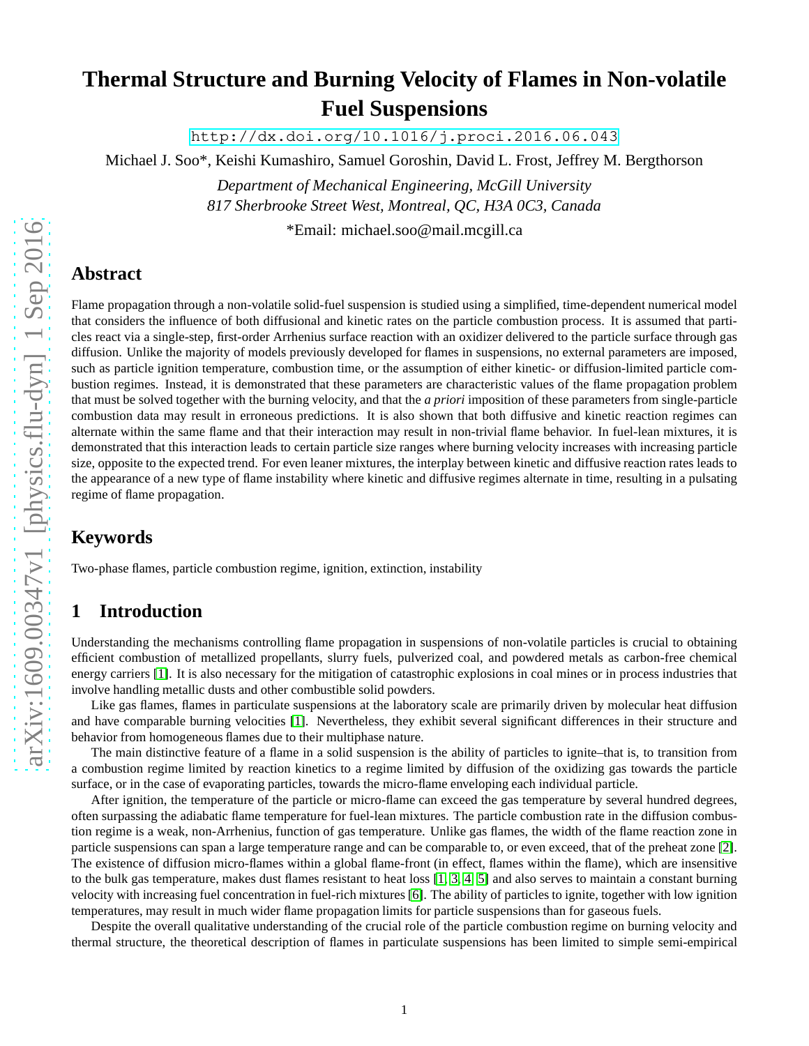# Thermal Structure and Burning Velocity of Flames in Non-volatile Fuel Suspensions

http://dx.doi.org/10.1016/j.proci.2016.06.043

Michael J. Soo*, Keishi Kumashiro, Samuel Goroshin, David L. Frost, Jeffrey M. Bergthorson

*Department of Mechanical Engineering, McGill University*
*817 Sherbrooke Street West, Montreal, QC, H3A 0C3, Canada*

*Email: michael.soo@mail.mcgill.ca

## Abstract

Flame propagation through a non-volatile solid-fuel suspension is studied using a simplified, time-dependent numerical model that considers the influence of both diffusional and kinetic rates on the particle combustion process. It is assumed that particles react via a single-step, first-order Arrhenius surface reaction with an oxidizer delivered to the particle surface through gas diffusion. Unlike the majority of models previously developed for flames in suspensions, no external parameters are imposed, such as particle ignition temperature, combustion time, or the assumption of either kinetic- or diffusion-limited particle combustion regimes. Instead, it is demonstrated that these parameters are characteristic values of the flame propagation problem that must be solved together with the burning velocity, and that the *a priori* imposition of these parameters from single-particle combustion data may result in erroneous predictions. It is also shown that both diffusive and kinetic reaction regimes can alternate within the same flame and that their interaction may result in non-trivial flame behavior. In fuel-lean mixtures, it is demonstrated that this interaction leads to certain particle size ranges where burning velocity increases with increasing particle size, opposite to the expected trend. For even leaner mixtures, the interplay between kinetic and diffusive reaction rates leads to the appearance of a new type of flame instability where kinetic and diffusive regimes alternate in time, resulting in a pulsating regime of flame propagation.

## Keywords

Two-phase flames, particle combustion regime, ignition, extinction, instability

## 1 Introduction

Understanding the mechanisms controlling flame propagation in suspensions of non-volatile particles is crucial to obtaining efficient combustion of metallized propellants, slurry fuels, pulverized coal, and powdered metals as carbon-free chemical energy carriers [1]. It is also necessary for the mitigation of catastrophic explosions in coal mines or in process industries that involve handling metallic dusts and other combustible solid powders.

Like gas flames, flames in particulate suspensions at the laboratory scale are primarily driven by molecular heat diffusion and have comparable burning velocities [1]. Nevertheless, they exhibit several significant differences in their structure and behavior from homogeneous flames due to their multiphase nature.

The main distinctive feature of a flame in a solid suspension is the ability of particles to ignite–that is, to transition from a combustion regime limited by reaction kinetics to a regime limited by diffusion of the oxidizing gas towards the particle surface, or in the case of evaporating particles, towards the micro-flame enveloping each individual particle.

After ignition, the temperature of the particle or micro-flame can exceed the gas temperature by several hundred degrees, often surpassing the adiabatic flame temperature for fuel-lean mixtures. The particle combustion rate in the diffusion combustion regime is a weak, non-Arrhenius, function of gas temperature. Unlike gas flames, the width of the flame reaction zone in particle suspensions can span a large temperature range and can be comparable to, or even exceed, that of the preheat zone [2]. The existence of diffusion micro-flames within a global flame-front (in effect, flames within the flame), which are insensitive to the bulk gas temperature, makes dust flames resistant to heat loss [1, 3, 4, 5] and also serves to maintain a constant burning velocity with increasing fuel concentration in fuel-rich mixtures [6]. The ability of particles to ignite, together with low ignition temperatures, may result in much wider flame propagation limits for particle suspensions than for gaseous fuels.

Despite the overall qualitative understanding of the crucial role of the particle combustion regime on burning velocity and thermal structure, the theoretical description of flames in particulate suspensions has been limited to simple semi-empirical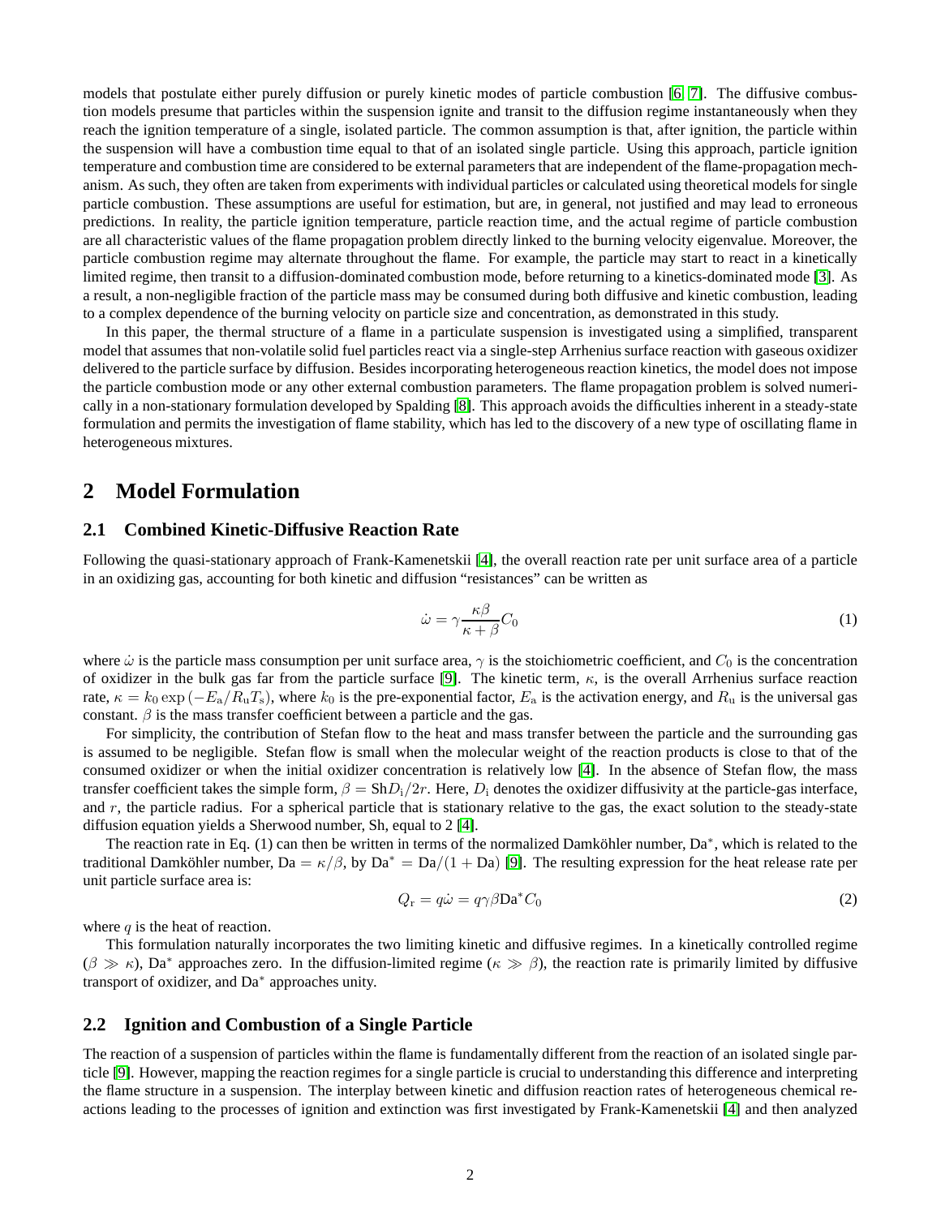models that postulate either purely diffusion or purely kinetic modes of particle combustion [6, 7]. The diffusive combustion models presume that particles within the suspension ignite and transit to the diffusion regime instantaneously when they reach the ignition temperature of a single, isolated particle. The common assumption is that, after ignition, the particle within the suspension will have a combustion time equal to that of an isolated single particle. Using this approach, particle ignition temperature and combustion time are considered to be external parameters that are independent of the flame-propagation mechanism. As such, they often are taken from experiments with individual particles or calculated using theoretical models for single particle combustion. These assumptions are useful for estimation, but are, in general, not justified and may lead to erroneous predictions. In reality, the particle ignition temperature, particle reaction time, and the actual regime of particle combustion are all characteristic values of the flame propagation problem directly linked to the burning velocity eigenvalue. Moreover, the particle combustion regime may alternate throughout the flame. For example, the particle may start to react in a kinetically limited regime, then transit to a diffusion-dominated combustion mode, before returning to a kinetics-dominated mode [3]. As a result, a non-negligible fraction of the particle mass may be consumed during both diffusive and kinetic combustion, leading to a complex dependence of the burning velocity on particle size and concentration, as demonstrated in this study.

In this paper, the thermal structure of a flame in a particulate suspension is investigated using a simplified, transparent model that assumes that non-volatile solid fuel particles react via a single-step Arrhenius surface reaction with gaseous oxidizer delivered to the particle surface by diffusion. Besides incorporating heterogeneous reaction kinetics, the model does not impose the particle combustion mode or any other external combustion parameters. The flame propagation problem is solved numerically in a non-stationary formulation developed by Spalding [8]. This approach avoids the difficulties inherent in a steady-state formulation and permits the investigation of flame stability, which has led to the discovery of a new type of oscillating flame in heterogeneous mixtures.

## 2 Model Formulation

### 2.1 Combined Kinetic-Diffusive Reaction Rate

Following the quasi-stationary approach of Frank-Kamenetskii [4], the overall reaction rate per unit surface area of a particle in an oxidizing gas, accounting for both kinetic and diffusion "resistances" can be written as

$$\dot{\omega} = \gamma \frac{\kappa \beta}{\kappa + \beta} C_0 \tag{1}$$

where $\dot{\omega}$ is the particle mass consumption per unit surface area, $\gamma$ is the stoichiometric coefficient, and $C_0$ is the concentration of oxidizer in the bulk gas far from the particle surface [9]. The kinetic term, $\kappa$, is the overall Arrhenius surface reaction rate, $\kappa = k_0 \exp\left(-E_\mathrm{a}/R_\mathrm{u}T_\mathrm{s}\right)$, where $k_0$ is the pre-exponential factor, $E_\mathrm{a}$ is the activation energy, and $R_\mathrm{u}$ is the universal gas constant. $\beta$ is the mass transfer coefficient between a particle and the gas.

For simplicity, the contribution of Stefan flow to the heat and mass transfer between the particle and the surrounding gas is assumed to be negligible. Stefan flow is small when the molecular weight of the reaction products is close to that of the consumed oxidizer or when the initial oxidizer concentration is relatively low [4]. In the absence of Stefan flow, the mass transfer coefficient takes the simple form, $\beta = \mathrm{Sh}D_\mathrm{i}/2r$. Here, $D_\mathrm{i}$ denotes the oxidizer diffusivity at the particle-gas interface, and $r$, the particle radius. For a spherical particle that is stationary relative to the gas, the exact solution to the steady-state diffusion equation yields a Sherwood number, Sh, equal to 2 [4].

The reaction rate in Eq. (1) can then be written in terms of the normalized Damköhler number, $\mathrm{Da}^*$, which is related to the traditional Damköhler number, $\mathrm{Da} = \kappa/\beta$, by $\mathrm{Da}^* = \mathrm{Da}/(1 + \mathrm{Da})$ [9]. The resulting expression for the heat release rate per unit particle surface area is:

$$Q_\mathrm{r} = q\dot{\omega} = q\gamma\beta\mathrm{Da}^* C_0 \tag{2}$$

where $q$ is the heat of reaction.

This formulation naturally incorporates the two limiting kinetic and diffusive regimes. In a kinetically controlled regime ($\beta \gg \kappa$), $\mathrm{Da}^*$ approaches zero. In the diffusion-limited regime ($\kappa \gg \beta$), the reaction rate is primarily limited by diffusive transport of oxidizer, and $\mathrm{Da}^*$ approaches unity.

### 2.2 Ignition and Combustion of a Single Particle

The reaction of a suspension of particles within the flame is fundamentally different from the reaction of an isolated single particle [9]. However, mapping the reaction regimes for a single particle is crucial to understanding this difference and interpreting the flame structure in a suspension. The interplay between kinetic and diffusion reaction rates of heterogeneous chemical reactions leading to the processes of ignition and extinction was first investigated by Frank-Kamenetskii [4] and then analyzed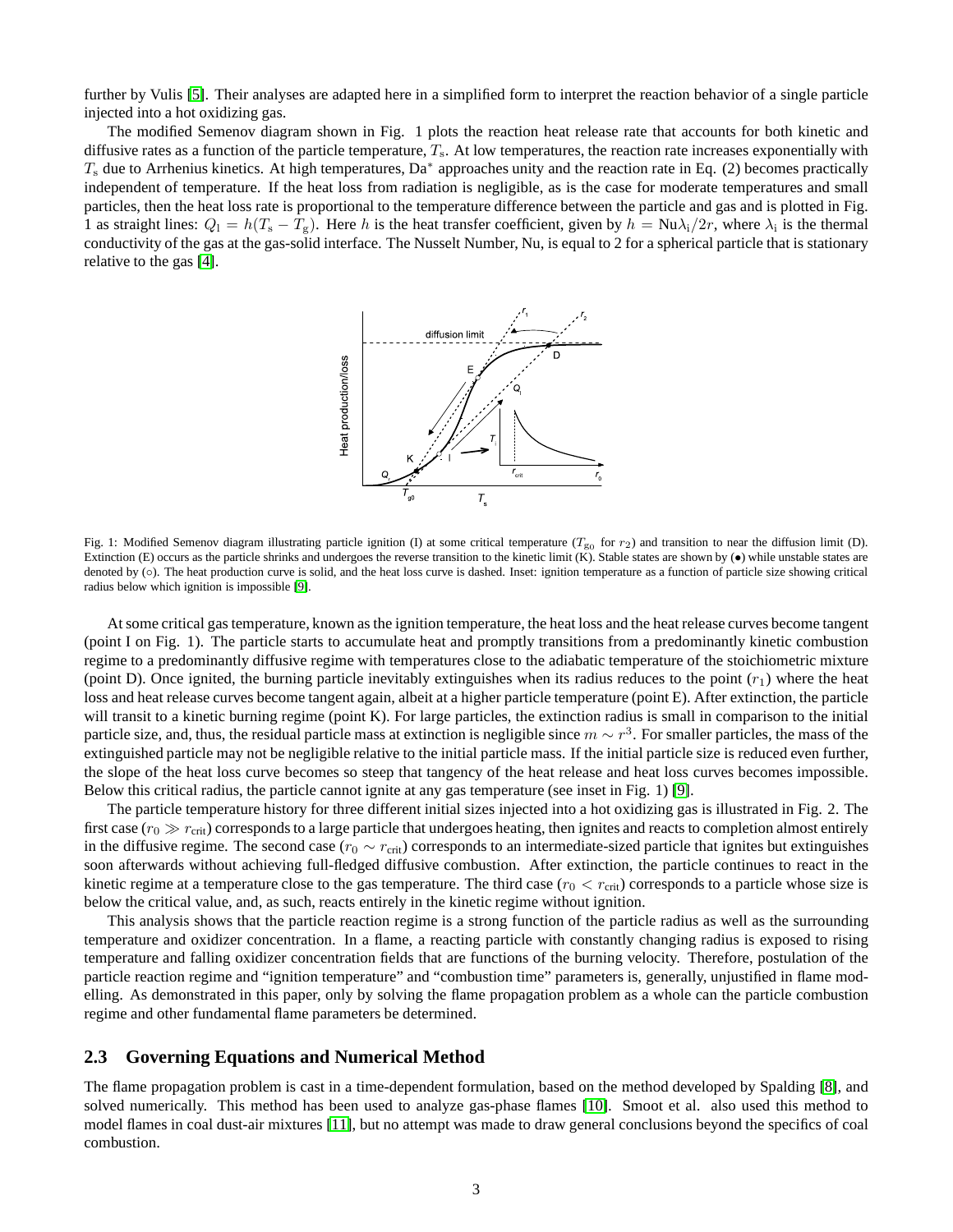further by Vulis [5]. Their analyses are adapted here in a simplified form to interpret the reaction behavior of a single particle injected into a hot oxidizing gas.

The modified Semenov diagram shown in Fig. 1 plots the reaction heat release rate that accounts for both kinetic and diffusive rates as a function of the particle temperature, $T_\mathrm{s}$. At low temperatures, the reaction rate increases exponentially with $T_\mathrm{s}$ due to Arrhenius kinetics. At high temperatures, $\mathrm{Da}^*$ approaches unity and the reaction rate in Eq. (2) becomes practically independent of temperature. If the heat loss from radiation is negligible, as is the case for moderate temperatures and small particles, then the heat loss rate is proportional to the temperature difference between the particle and gas and is plotted in Fig. 1 as straight lines: $Q_\mathrm{l} = h(T_\mathrm{s} - T_\mathrm{g})$. Here $h$ is the heat transfer coefficient, given by $h = \mathrm{Nu}\lambda_\mathrm{i}/2r$, where $\lambda_\mathrm{i}$ is the thermal conductivity of the gas at the gas-solid interface. The Nusselt Number, Nu, is equal to 2 for a spherical particle that is stationary relative to the gas [4].

Fig. 1: Modified Semenov diagram illustrating particle ignition (I) at some critical temperature ($T_{\mathrm{g}_0}$ for $r_2$) and transition to near the diffusion limit (D). Extinction (E) occurs as the particle shrinks and undergoes the reverse transition to the kinetic limit (K). Stable states are shown by (•) while unstable states are denoted by (○). The heat production curve is solid, and the heat loss curve is dashed. Inset: ignition temperature as a function of particle size showing critical radius below which ignition is impossible [9].

At some critical gas temperature, known as the ignition temperature, the heat loss and the heat release curves become tangent (point I on Fig. 1). The particle starts to accumulate heat and promptly transitions from a predominantly kinetic combustion regime to a predominantly diffusive regime with temperatures close to the adiabatic temperature of the stoichiometric mixture (point D). Once ignited, the burning particle inevitably extinguishes when its radius reduces to the point ($r_1$) where the heat loss and heat release curves become tangent again, albeit at a higher particle temperature (point E). After extinction, the particle will transit to a kinetic burning regime (point K). For large particles, the extinction radius is small in comparison to the initial particle size, and, thus, the residual particle mass at extinction is negligible since $m \sim r^3$. For smaller particles, the mass of the extinguished particle may not be negligible relative to the initial particle mass. If the initial particle size is reduced even further, the slope of the heat loss curve becomes so steep that tangency of the heat release and heat loss curves becomes impossible. Below this critical radius, the particle cannot ignite at any gas temperature (see inset in Fig. 1) [9].

The particle temperature history for three different initial sizes injected into a hot oxidizing gas is illustrated in Fig. 2. The first case ($r_0 \gg r_\mathrm{crit}$) corresponds to a large particle that undergoes heating, then ignites and reacts to completion almost entirely in the diffusive regime. The second case ($r_0 \sim r_\mathrm{crit}$) corresponds to an intermediate-sized particle that ignites but extinguishes soon afterwards without achieving full-fledged diffusive combustion. After extinction, the particle continues to react in the kinetic regime at a temperature close to the gas temperature. The third case ($r_0 < r_\mathrm{crit}$) corresponds to a particle whose size is below the critical value, and, as such, reacts entirely in the kinetic regime without ignition.

This analysis shows that the particle reaction regime is a strong function of the particle radius as well as the surrounding temperature and oxidizer concentration. In a flame, a reacting particle with constantly changing radius is exposed to rising temperature and falling oxidizer concentration fields that are functions of the burning velocity. Therefore, postulation of the particle reaction regime and "ignition temperature" and "combustion time" parameters is, generally, unjustified in flame modelling. As demonstrated in this paper, only by solving the flame propagation problem as a whole can the particle combustion regime and other fundamental flame parameters be determined.

### 2.3 Governing Equations and Numerical Method

The flame propagation problem is cast in a time-dependent formulation, based on the method developed by Spalding [8], and solved numerically. This method has been used to analyze gas-phase flames [10]. Smoot et al. also used this method to model flames in coal dust-air mixtures [11], but no attempt was made to draw general conclusions beyond the specifics of coal combustion.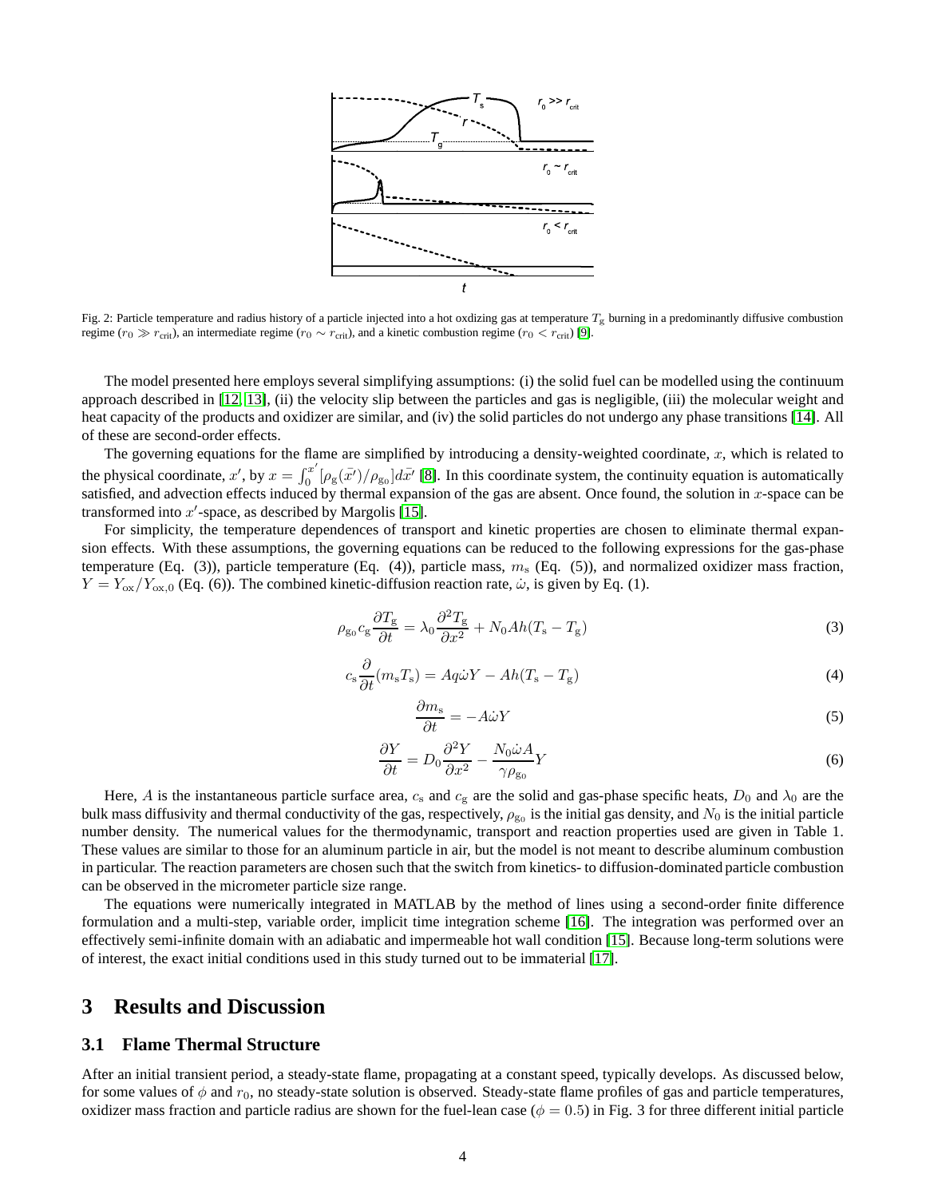Fig. 2: Particle temperature and radius history of a particle injected into a hot oxdizing gas at temperature $T_{\rm g}$ burning in a predominantly diffusive combustion regime ($r_0 \gg r_{\rm crit}$), an intermediate regime ($r_0 \sim r_{\rm crit}$), and a kinetic combustion regime ($r_0 < r_{\rm crit}$) [9].

The model presented here employs several simplifying assumptions: (i) the solid fuel can be modelled using the continuum approach described in [12, 13], (ii) the velocity slip between the particles and gas is negligible, (iii) the molecular weight and heat capacity of the products and oxidizer are similar, and (iv) the solid particles do not undergo any phase transitions [14]. All of these are second-order effects.

The governing equations for the flame are simplified by introducing a density-weighted coordinate, $x$, which is related to the physical coordinate, $x'$, by $x = \int_0^{x'} [\rho_{\rm g}(\bar{x'})/\rho_{\rm g_0}] d\bar{x'}$ [8]. In this coordinate system, the continuity equation is automatically satisfied, and advection effects induced by thermal expansion of the gas are absent. Once found, the solution in $x$-space can be transformed into $x'$-space, as described by Margolis [15].

For simplicity, the temperature dependences of transport and kinetic properties are chosen to eliminate thermal expansion effects. With these assumptions, the governing equations can be reduced to the following expressions for the gas-phase temperature (Eq. (3)), particle temperature (Eq. (4)), particle mass, $m_{\rm s}$ (Eq. (5)), and normalized oxidizer mass fraction, $Y = Y_{\rm ox}/Y_{\rm ox,0}$ (Eq. (6)). The combined kinetic-diffusion reaction rate, $\dot{\omega}$, is given by Eq. (1).

$$\rho_{\rm g_0} c_{\rm g} \frac{\partial T_{\rm g}}{\partial t} = \lambda_0 \frac{\partial^2 T_{\rm g}}{\partial x^2} + N_0 A h (T_{\rm s} - T_{\rm g}) \tag{3}$$

$$c_{\rm s} \frac{\partial}{\partial t}(m_{\rm s} T_{\rm s}) = A q \dot{\omega} Y - A h (T_{\rm s} - T_{\rm g}) \tag{4}$$

$$\frac{\partial m_{\rm s}}{\partial t} = -A \dot{\omega} Y \tag{5}$$

$$\frac{\partial Y}{\partial t} = D_0 \frac{\partial^2 Y}{\partial x^2} - \frac{N_0 \dot{\omega} A}{\gamma \rho_{\rm g_0}} Y \tag{6}$$

Here, $A$ is the instantaneous particle surface area, $c_{\rm s}$ and $c_{\rm g}$ are the solid and gas-phase specific heats, $D_0$ and $\lambda_0$ are the bulk mass diffusivity and thermal conductivity of the gas, respectively, $\rho_{\rm g_0}$ is the initial gas density, and $N_0$ is the initial particle number density. The numerical values for the thermodynamic, transport and reaction properties used are given in Table 1. These values are similar to those for an aluminum particle in air, but the model is not meant to describe aluminum combustion in particular. The reaction parameters are chosen such that the switch from kinetics- to diffusion-dominated particle combustion can be observed in the micrometer particle size range.

The equations were numerically integrated in MATLAB by the method of lines using a second-order finite difference formulation and a multi-step, variable order, implicit time integration scheme [16]. The integration was performed over an effectively semi-infinite domain with an adiabatic and impermeable hot wall condition [15]. Because long-term solutions were of interest, the exact initial conditions used in this study turned out to be immaterial [17].

# 3 Results and Discussion

## 3.1 Flame Thermal Structure

After an initial transient period, a steady-state flame, propagating at a constant speed, typically develops. As discussed below, for some values of $\phi$ and $r_0$, no steady-state solution is observed. Steady-state flame profiles of gas and particle temperatures, oxidizer mass fraction and particle radius are shown for the fuel-lean case ($\phi = 0.5$) in Fig. 3 for three different initial particle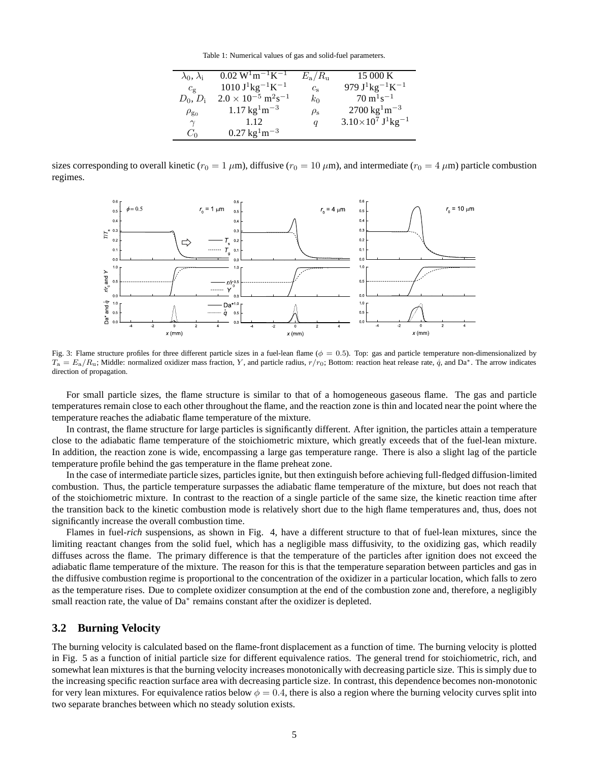Table 1: Numerical values of gas and solid-fuel parameters.

| | | | |
|---|---|---|---|
| $\lambda_0$, $\lambda_{\rm i}$ | $0.02\ {\rm W}^1{\rm m}^{-1}{\rm K}^{-1}$ | $E_{\rm a}/R_{\rm u}$ | 15 000 K |
| $c_{\rm g}$ | $1010\ {\rm J}^1{\rm kg}^{-1}{\rm K}^{-1}$ | $c_{\rm s}$ | $979\ {\rm J}^1{\rm kg}^{-1}{\rm K}^{-1}$ |
| $D_0$, $D_{\rm i}$ | $2.0 \times 10^{-5}\ {\rm m}^2{\rm s}^{-1}$ | $k_0$ | $70\ {\rm m}^1{\rm s}^{-1}$ |
| $\rho_{\rm g_0}$ | $1.17\ {\rm kg}^1{\rm m}^{-3}$ | $\rho_{\rm s}$ | $2700\ {\rm kg}^1{\rm m}^{-3}$ |
| $\gamma$ | 1.12 | $q$ | $3.10\times10^7\ {\rm J}^1{\rm kg}^{-1}$ |
| $C_0$ | $0.27\ {\rm kg}^1{\rm m}^{-3}$ | | |

sizes corresponding to overall kinetic ($r_0 = 1\ \mu$m), diffusive ($r_0 = 10\ \mu$m), and intermediate ($r_0 = 4\ \mu$m) particle combustion regimes.

Fig. 3: Flame structure profiles for three different particle sizes in a fuel-lean flame ($\phi = 0.5$). Top: gas and particle temperature non-dimensionalized by $T_{\rm a} = E_{\rm a}/R_{\rm u}$; Middle: normalized oxidizer mass fraction, $Y$, and particle radius, $r/r_0$; Bottom: reaction heat release rate, $\dot{q}$, and Da$^*$. The arrow indicates direction of propagation.

For small particle sizes, the flame structure is similar to that of a homogeneous gaseous flame. The gas and particle temperatures remain close to each other throughout the flame, and the reaction zone is thin and located near the point where the temperature reaches the adiabatic flame temperature of the mixture.

In contrast, the flame structure for large particles is significantly different. After ignition, the particles attain a temperature close to the adiabatic flame temperature of the stoichiometric mixture, which greatly exceeds that of the fuel-lean mixture. In addition, the reaction zone is wide, encompassing a large gas temperature range. There is also a slight lag of the particle temperature profile behind the gas temperature in the flame preheat zone.

In the case of intermediate particle sizes, particles ignite, but then extinguish before achieving full-fledged diffusion-limited combustion. Thus, the particle temperature surpasses the adiabatic flame temperature of the mixture, but does not reach that of the stoichiometric mixture. In contrast to the reaction of a single particle of the same size, the kinetic reaction time after the transition back to the kinetic combustion mode is relatively short due to the high flame temperatures and, thus, does not significantly increase the overall combustion time.

Flames in fuel-*rich* suspensions, as shown in Fig. 4, have a different structure to that of fuel-lean mixtures, since the limiting reactant changes from the solid fuel, which has a negligible mass diffusivity, to the oxidizing gas, which readily diffuses across the flame. The primary difference is that the temperature of the particles after ignition does not exceed the adiabatic flame temperature of the mixture. The reason for this is that the temperature separation between particles and gas in the diffusive combustion regime is proportional to the concentration of the oxidizer in a particular location, which falls to zero as the temperature rises. Due to complete oxidizer consumption at the end of the combustion zone and, therefore, a negligibly small reaction rate, the value of Da$^*$ remains constant after the oxidizer is depleted.

## 3.2 Burning Velocity

The burning velocity is calculated based on the flame-front displacement as a function of time. The burning velocity is plotted in Fig. 5 as a function of initial particle size for different equivalence ratios. The general trend for stoichiometric, rich, and somewhat lean mixtures is that the burning velocity increases monotonically with decreasing particle size. This is simply due to the increasing specific reaction surface area with decreasing particle size. In contrast, this dependence becomes non-monotonic for very lean mixtures. For equivalence ratios below $\phi = 0.4$, there is also a region where the burning velocity curves split into two separate branches between which no steady solution exists.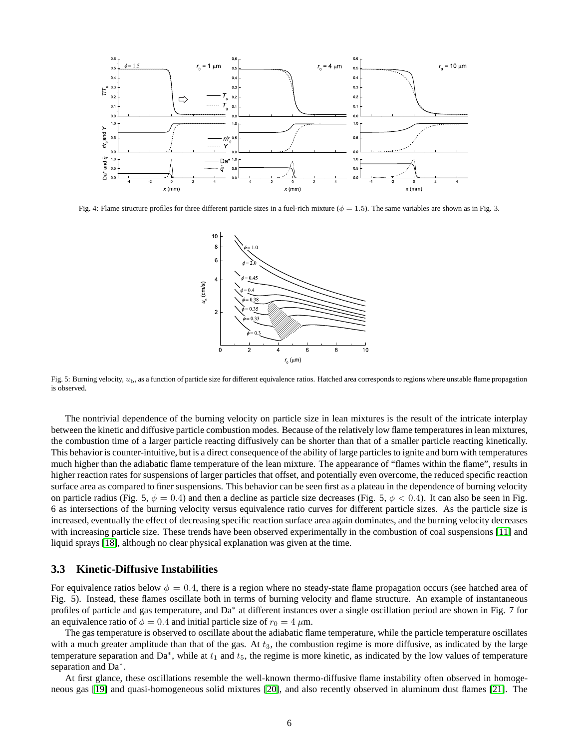Fig. 4: Flame structure profiles for three different particle sizes in a fuel-rich mixture ($\phi = 1.5$). The same variables are shown as in Fig. 3.

Fig. 5: Burning velocity, $u_{\rm b}$, as a function of particle size for different equivalence ratios. Hatched area corresponds to regions where unstable flame propagation is observed.

The nontrivial dependence of the burning velocity on particle size in lean mixtures is the result of the intricate interplay between the kinetic and diffusive particle combustion modes. Because of the relatively low flame temperatures in lean mixtures, the combustion time of a larger particle reacting diffusively can be shorter than that of a smaller particle reacting kinetically. This behavior is counter-intuitive, but is a direct consequence of the ability of large particles to ignite and burn with temperatures much higher than the adiabatic flame temperature of the lean mixture. The appearance of "flames within the flame", results in higher reaction rates for suspensions of larger particles that offset, and potentially even overcome, the reduced specific reaction surface area as compared to finer suspensions. This behavior can be seen first as a plateau in the dependence of burning velocity on particle radius (Fig. 5, $\phi = 0.4$) and then a decline as particle size decreases (Fig. 5, $\phi < 0.4$). It can also be seen in Fig. 6 as intersections of the burning velocity versus equivalence ratio curves for different particle sizes. As the particle size is increased, eventually the effect of decreasing specific reaction surface area again dominates, and the burning velocity decreases with increasing particle size. These trends have been observed experimentally in the combustion of coal suspensions [11] and liquid sprays [18], although no clear physical explanation was given at the time.

### 3.3 Kinetic-Diffusive Instabilities

For equivalence ratios below $\phi = 0.4$, there is a region where no steady-state flame propagation occurs (see hatched area of Fig. 5). Instead, these flames oscillate both in terms of burning velocity and flame structure. An example of instantaneous profiles of particle and gas temperature, and $\mathrm{Da}^*$ at different instances over a single oscillation period are shown in Fig. 7 for an equivalence ratio of $\phi = 0.4$ and initial particle size of $r_0 = 4$ $\mu$m.

The gas temperature is observed to oscillate about the adiabatic flame temperature, while the particle temperature oscillates with a much greater amplitude than that of the gas. At $t_3$, the combustion regime is more diffusive, as indicated by the large temperature separation and $\mathrm{Da}^*$, while at $t_1$ and $t_5$, the regime is more kinetic, as indicated by the low values of temperature separation and $\mathrm{Da}^*$.

At first glance, these oscillations resemble the well-known thermo-diffusive flame instability often observed in homogeneous gas [19] and quasi-homogeneous solid mixtures [20], and also recently observed in aluminum dust flames [21]. The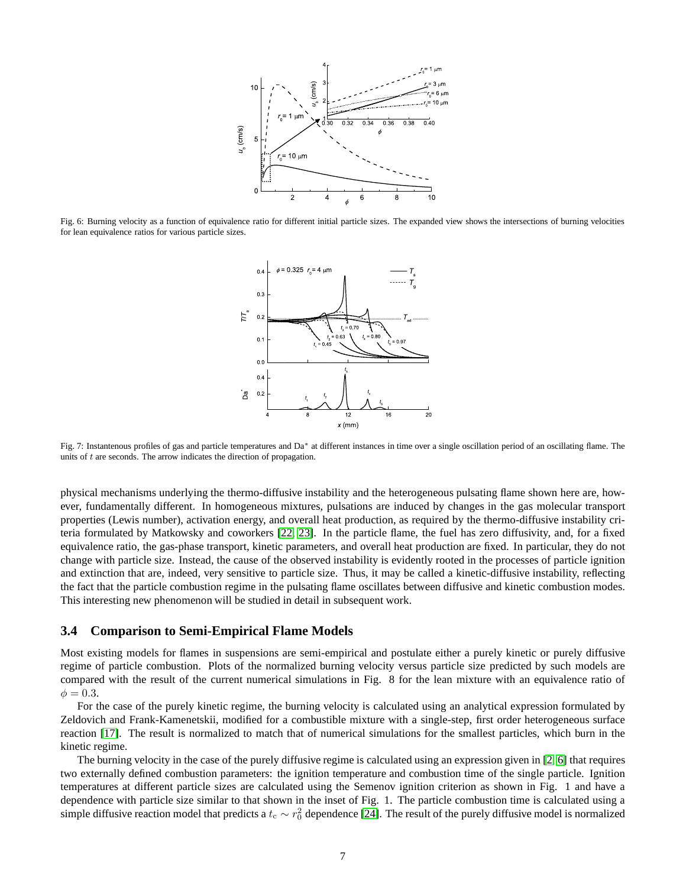Fig. 6: Burning velocity as a function of equivalence ratio for different initial particle sizes. The expanded view shows the intersections of burning velocities for lean equivalence ratios for various particle sizes.

Fig. 7: Instantenous profiles of gas and particle temperatures and Da* at different instances in time over a single oscillation period of an oscillating flame. The units of $t$ are seconds. The arrow indicates the direction of propagation.

physical mechanisms underlying the thermo-diffusive instability and the heterogeneous pulsating flame shown here are, however, fundamentally different. In homogeneous mixtures, pulsations are induced by changes in the gas molecular transport properties (Lewis number), activation energy, and overall heat production, as required by the thermo-diffusive instability criteria formulated by Matkowsky and coworkers [22, 23]. In the particle flame, the fuel has zero diffusivity, and, for a fixed equivalence ratio, the gas-phase transport, kinetic parameters, and overall heat production are fixed. In particular, they do not change with particle size. Instead, the cause of the observed instability is evidently rooted in the processes of particle ignition and extinction that are, indeed, very sensitive to particle size. Thus, it may be called a kinetic-diffusive instability, reflecting the fact that the particle combustion regime in the pulsating flame oscillates between diffusive and kinetic combustion modes. This interesting new phenomenon will be studied in detail in subsequent work.

### 3.4 Comparison to Semi-Empirical Flame Models

Most existing models for flames in suspensions are semi-empirical and postulate either a purely kinetic or purely diffusive regime of particle combustion. Plots of the normalized burning velocity versus particle size predicted by such models are compared with the result of the current numerical simulations in Fig. 8 for the lean mixture with an equivalence ratio of $\phi = 0.3$.

For the case of the purely kinetic regime, the burning velocity is calculated using an analytical expression formulated by Zeldovich and Frank-Kamenetskii, modified for a combustible mixture with a single-step, first order heterogeneous surface reaction [17]. The result is normalized to match that of numerical simulations for the smallest particles, which burn in the kinetic regime.

The burning velocity in the case of the purely diffusive regime is calculated using an expression given in [2, 6] that requires two externally defined combustion parameters: the ignition temperature and combustion time of the single particle. Ignition temperatures at different particle sizes are calculated using the Semenov ignition criterion as shown in Fig. 1 and have a dependence with particle size similar to that shown in the inset of Fig. 1. The particle combustion time is calculated using a simple diffusive reaction model that predicts a $t_c \sim r_0^2$ dependence [24]. The result of the purely diffusive model is normalized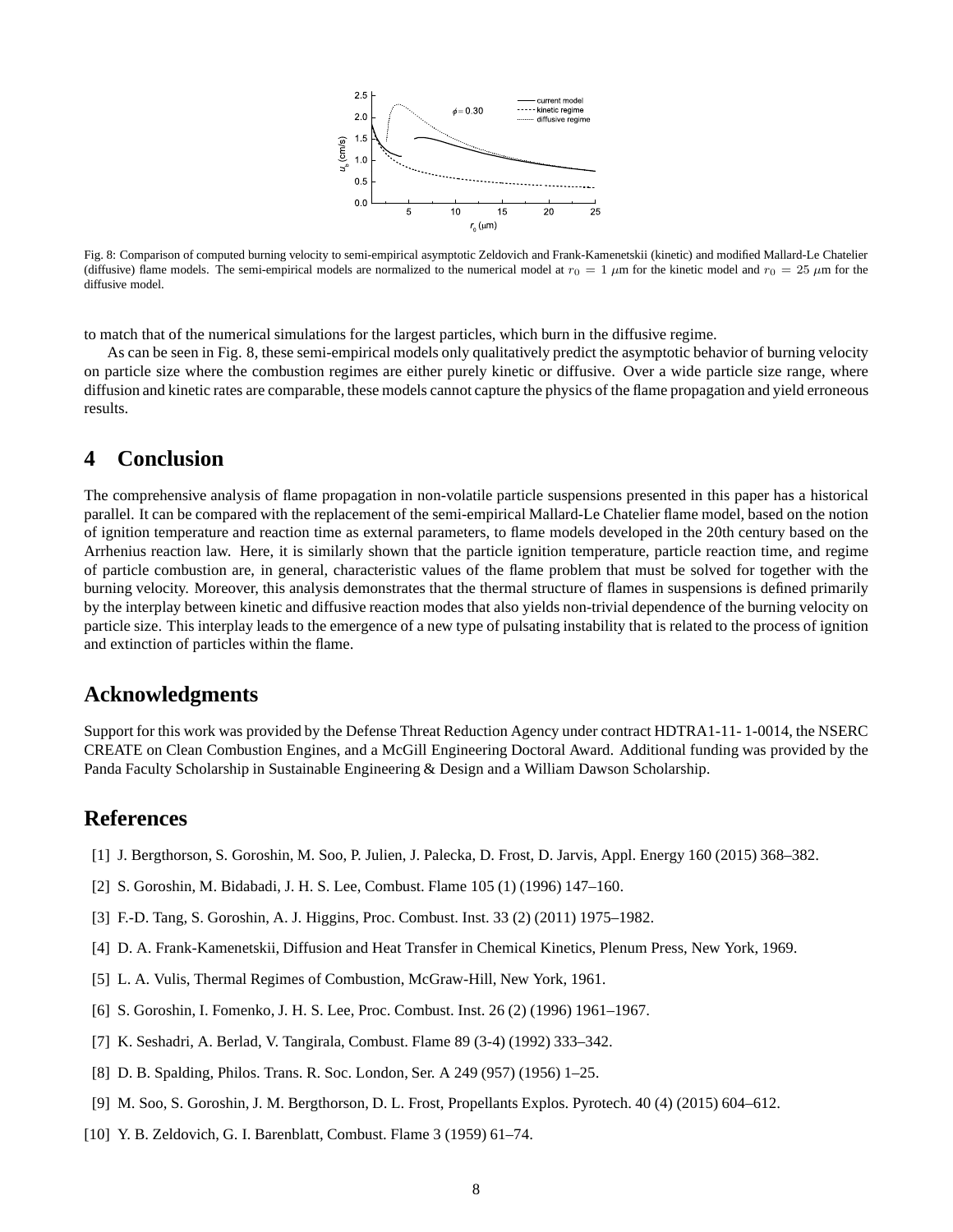Fig. 8: Comparison of computed burning velocity to semi-empirical asymptotic Zeldovich and Frank-Kamenetskii (kinetic) and modified Mallard-Le Chatelier (diffusive) flame models. The semi-empirical models are normalized to the numerical model at $r_0 = 1$ $\mu$m for the kinetic model and $r_0 = 25$ $\mu$m for the diffusive model.

to match that of the numerical simulations for the largest particles, which burn in the diffusive regime.

As can be seen in Fig. 8, these semi-empirical models only qualitatively predict the asymptotic behavior of burning velocity on particle size where the combustion regimes are either purely kinetic or diffusive. Over a wide particle size range, where diffusion and kinetic rates are comparable, these models cannot capture the physics of the flame propagation and yield erroneous results.

## 4 Conclusion

The comprehensive analysis of flame propagation in non-volatile particle suspensions presented in this paper has a historical parallel. It can be compared with the replacement of the semi-empirical Mallard-Le Chatelier flame model, based on the notion of ignition temperature and reaction time as external parameters, to flame models developed in the 20th century based on the Arrhenius reaction law. Here, it is similarly shown that the particle ignition temperature, particle reaction time, and regime of particle combustion are, in general, characteristic values of the flame problem that must be solved for together with the burning velocity. Moreover, this analysis demonstrates that the thermal structure of flames in suspensions is defined primarily by the interplay between kinetic and diffusive reaction modes that also yields non-trivial dependence of the burning velocity on particle size. This interplay leads to the emergence of a new type of pulsating instability that is related to the process of ignition and extinction of particles within the flame.

## Acknowledgments

Support for this work was provided by the Defense Threat Reduction Agency under contract HDTRA1-11- 1-0014, the NSERC CREATE on Clean Combustion Engines, and a McGill Engineering Doctoral Award. Additional funding was provided by the Panda Faculty Scholarship in Sustainable Engineering & Design and a William Dawson Scholarship.

## References

[1] J. Bergthorson, S. Goroshin, M. Soo, P. Julien, J. Palecka, D. Frost, D. Jarvis, Appl. Energy 160 (2015) 368–382.

[2] S. Goroshin, M. Bidabadi, J. H. S. Lee, Combust. Flame 105 (1) (1996) 147–160.

[3] F.-D. Tang, S. Goroshin, A. J. Higgins, Proc. Combust. Inst. 33 (2) (2011) 1975–1982.

[4] D. A. Frank-Kamenetskii, Diffusion and Heat Transfer in Chemical Kinetics, Plenum Press, New York, 1969.

[5] L. A. Vulis, Thermal Regimes of Combustion, McGraw-Hill, New York, 1961.

[6] S. Goroshin, I. Fomenko, J. H. S. Lee, Proc. Combust. Inst. 26 (2) (1996) 1961–1967.

[7] K. Seshadri, A. Berlad, V. Tangirala, Combust. Flame 89 (3-4) (1992) 333–342.

[8] D. B. Spalding, Philos. Trans. R. Soc. London, Ser. A 249 (957) (1956) 1–25.

[9] M. Soo, S. Goroshin, J. M. Bergthorson, D. L. Frost, Propellants Explos. Pyrotech. 40 (4) (2015) 604–612.

[10] Y. B. Zeldovich, G. I. Barenblatt, Combust. Flame 3 (1959) 61–74.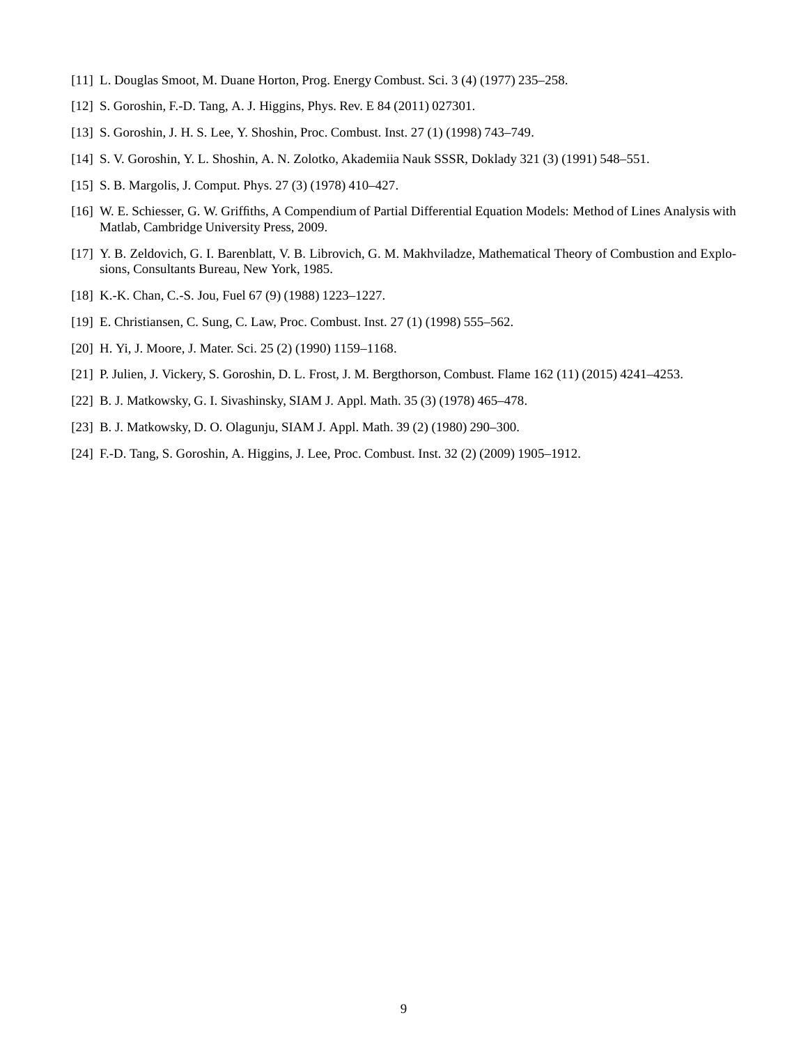[11] L. Douglas Smoot, M. Duane Horton, Prog. Energy Combust. Sci. 3 (4) (1977) 235–258.

[12] S. Goroshin, F.-D. Tang, A. J. Higgins, Phys. Rev. E 84 (2011) 027301.

[13] S. Goroshin, J. H. S. Lee, Y. Shoshin, Proc. Combust. Inst. 27 (1) (1998) 743–749.

[14] S. V. Goroshin, Y. L. Shoshin, A. N. Zolotko, Akademiia Nauk SSSR, Doklady 321 (3) (1991) 548–551.

[15] S. B. Margolis, J. Comput. Phys. 27 (3) (1978) 410–427.

[16] W. E. Schiesser, G. W. Griffiths, A Compendium of Partial Differential Equation Models: Method of Lines Analysis with Matlab, Cambridge University Press, 2009.

[17] Y. B. Zeldovich, G. I. Barenblatt, V. B. Librovich, G. M. Makhviladze, Mathematical Theory of Combustion and Explosions, Consultants Bureau, New York, 1985.

[18] K.-K. Chan, C.-S. Jou, Fuel 67 (9) (1988) 1223–1227.

[19] E. Christiansen, C. Sung, C. Law, Proc. Combust. Inst. 27 (1) (1998) 555–562.

[20] H. Yi, J. Moore, J. Mater. Sci. 25 (2) (1990) 1159–1168.

[21] P. Julien, J. Vickery, S. Goroshin, D. L. Frost, J. M. Bergthorson, Combust. Flame 162 (11) (2015) 4241–4253.

[22] B. J. Matkowsky, G. I. Sivashinsky, SIAM J. Appl. Math. 35 (3) (1978) 465–478.

[23] B. J. Matkowsky, D. O. Olagunju, SIAM J. Appl. Math. 39 (2) (1980) 290–300.

[24] F.-D. Tang, S. Goroshin, A. Higgins, J. Lee, Proc. Combust. Inst. 32 (2) (2009) 1905–1912.